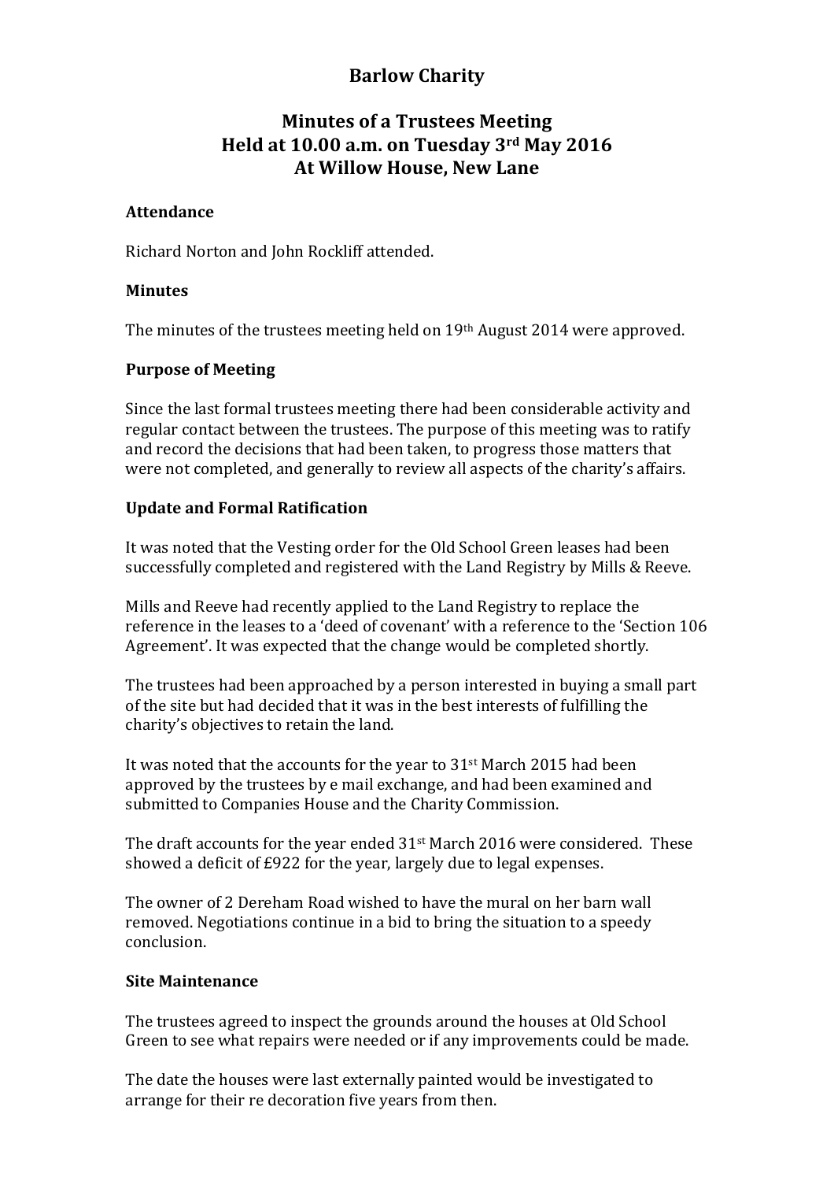# Barlow Charity

## Minutes of a Trustees Meeting
## Held at 10.00 a.m. on Tuesday 3rd May 2016
## At Willow House, New Lane

### Attendance

Richard Norton and John Rockliff attended.

### Minutes

The minutes of the trustees meeting held on 19th August 2014 were approved.

### Purpose of Meeting

Since the last formal trustees meeting there had been considerable activity and regular contact between the trustees. The purpose of this meeting was to ratify and record the decisions that had been taken, to progress those matters that were not completed, and generally to review all aspects of the charity's affairs.

### Update and Formal Ratification

It was noted that the Vesting order for the Old School Green leases had been successfully completed and registered with the Land Registry by Mills & Reeve.

Mills and Reeve had recently applied to the Land Registry to replace the reference in the leases to a 'deed of covenant' with a reference to the 'Section 106 Agreement'. It was expected that the change would be completed shortly.

The trustees had been approached by a person interested in buying a small part of the site but had decided that it was in the best interests of fulfilling the charity's objectives to retain the land.

It was noted that the accounts for the year to 31st March 2015 had been approved by the trustees by e mail exchange, and had been examined and submitted to Companies House and the Charity Commission.

The draft accounts for the year ended 31st March 2016 were considered. These showed a deficit of £922 for the year, largely due to legal expenses.

The owner of 2 Dereham Road wished to have the mural on her barn wall removed. Negotiations continue in a bid to bring the situation to a speedy conclusion.

### Site Maintenance

The trustees agreed to inspect the grounds around the houses at Old School Green to see what repairs were needed or if any improvements could be made.

The date the houses were last externally painted would be investigated to arrange for their re decoration five years from then.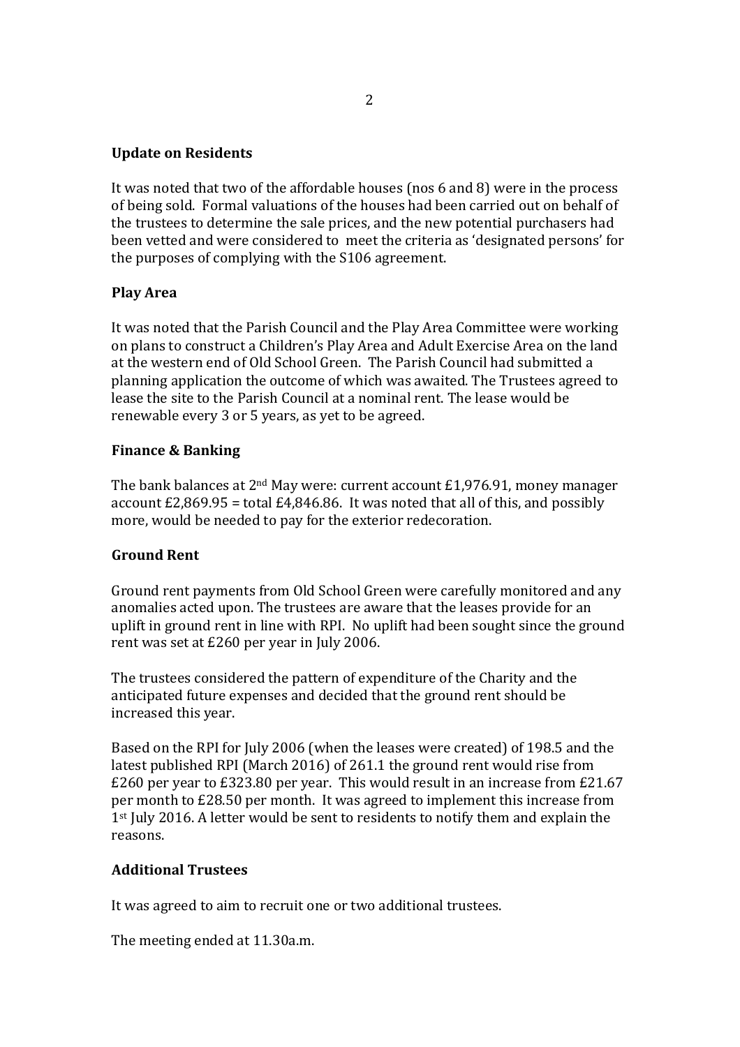**Update on Residents**

It was noted that two of the affordable houses (nos 6 and 8) were in the process of being sold. Formal valuations of the houses had been carried out on behalf of the trustees to determine the sale prices, and the new potential purchasers had been vetted and were considered to meet the criteria as 'designated persons' for the purposes of complying with the S106 agreement.

**Play Area**

It was noted that the Parish Council and the Play Area Committee were working on plans to construct a Children's Play Area and Adult Exercise Area on the land at the western end of Old School Green. The Parish Council had submitted a planning application the outcome of which was awaited. The Trustees agreed to lease the site to the Parish Council at a nominal rent. The lease would be renewable every 3 or 5 years, as yet to be agreed.

**Finance & Banking**

The bank balances at 2nd May were: current account £1,976.91, money manager account £2,869.95 = total £4,846.86. It was noted that all of this, and possibly more, would be needed to pay for the exterior redecoration.

**Ground Rent**

Ground rent payments from Old School Green were carefully monitored and any anomalies acted upon. The trustees are aware that the leases provide for an uplift in ground rent in line with RPI. No uplift had been sought since the ground rent was set at £260 per year in July 2006.

The trustees considered the pattern of expenditure of the Charity and the anticipated future expenses and decided that the ground rent should be increased this year.

Based on the RPI for July 2006 (when the leases were created) of 198.5 and the latest published RPI (March 2016) of 261.1 the ground rent would rise from £260 per year to £323.80 per year. This would result in an increase from £21.67 per month to £28.50 per month. It was agreed to implement this increase from 1st July 2016. A letter would be sent to residents to notify them and explain the reasons.

**Additional Trustees**

It was agreed to aim to recruit one or two additional trustees.

The meeting ended at 11.30a.m.